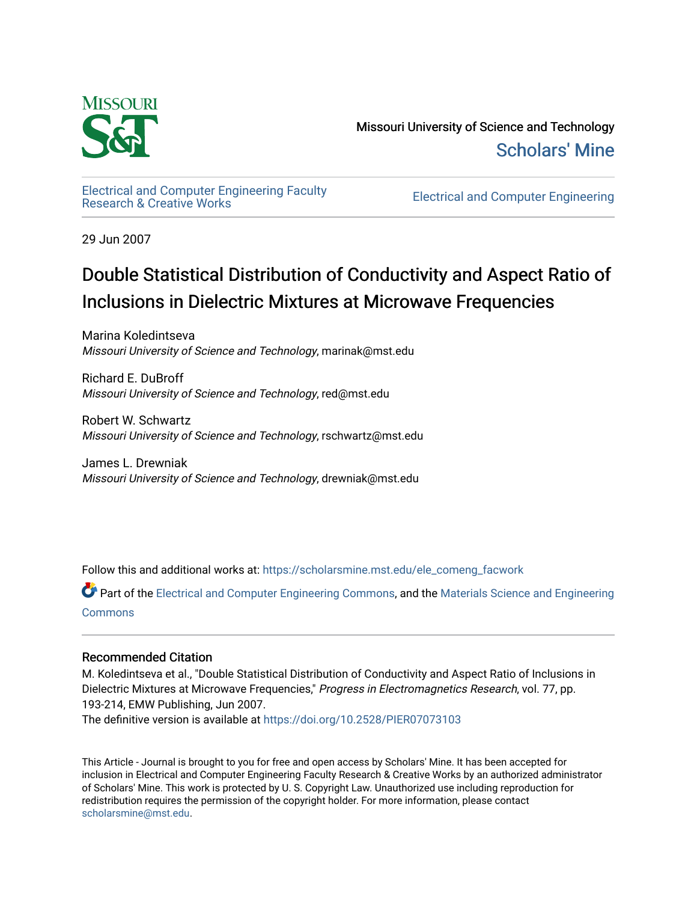Missouri University of Science and Technology

Scholars' Mine

Electrical and Computer Engineering Faculty Research & Creative Works

Electrical and Computer Engineering

29 Jun 2007

# Double Statistical Distribution of Conductivity and Aspect Ratio of Inclusions in Dielectric Mixtures at Microwave Frequencies

Marina Koledintseva
*Missouri University of Science and Technology*, marinak@mst.edu

Richard E. DuBroff
*Missouri University of Science and Technology*, red@mst.edu

Robert W. Schwartz
*Missouri University of Science and Technology*, rschwartz@mst.edu

James L. Drewniak
*Missouri University of Science and Technology*, drewniak@mst.edu

Follow this and additional works at: https://scholarsmine.mst.edu/ele_comeng_facwork

Part of the Electrical and Computer Engineering Commons, and the Materials Science and Engineering Commons

## Recommended Citation

M. Koledintseva et al., "Double Statistical Distribution of Conductivity and Aspect Ratio of Inclusions in Dielectric Mixtures at Microwave Frequencies," *Progress in Electromagnetics Research*, vol. 77, pp. 193-214, EMW Publishing, Jun 2007.

The definitive version is available at https://doi.org/10.2528/PIER07073103

This Article - Journal is brought to you for free and open access by Scholars' Mine. It has been accepted for inclusion in Electrical and Computer Engineering Faculty Research & Creative Works by an authorized administrator of Scholars' Mine. This work is protected by U. S. Copyright Law. Unauthorized use including reproduction for redistribution requires the permission of the copyright holder. For more information, please contact scholarsmine@mst.edu.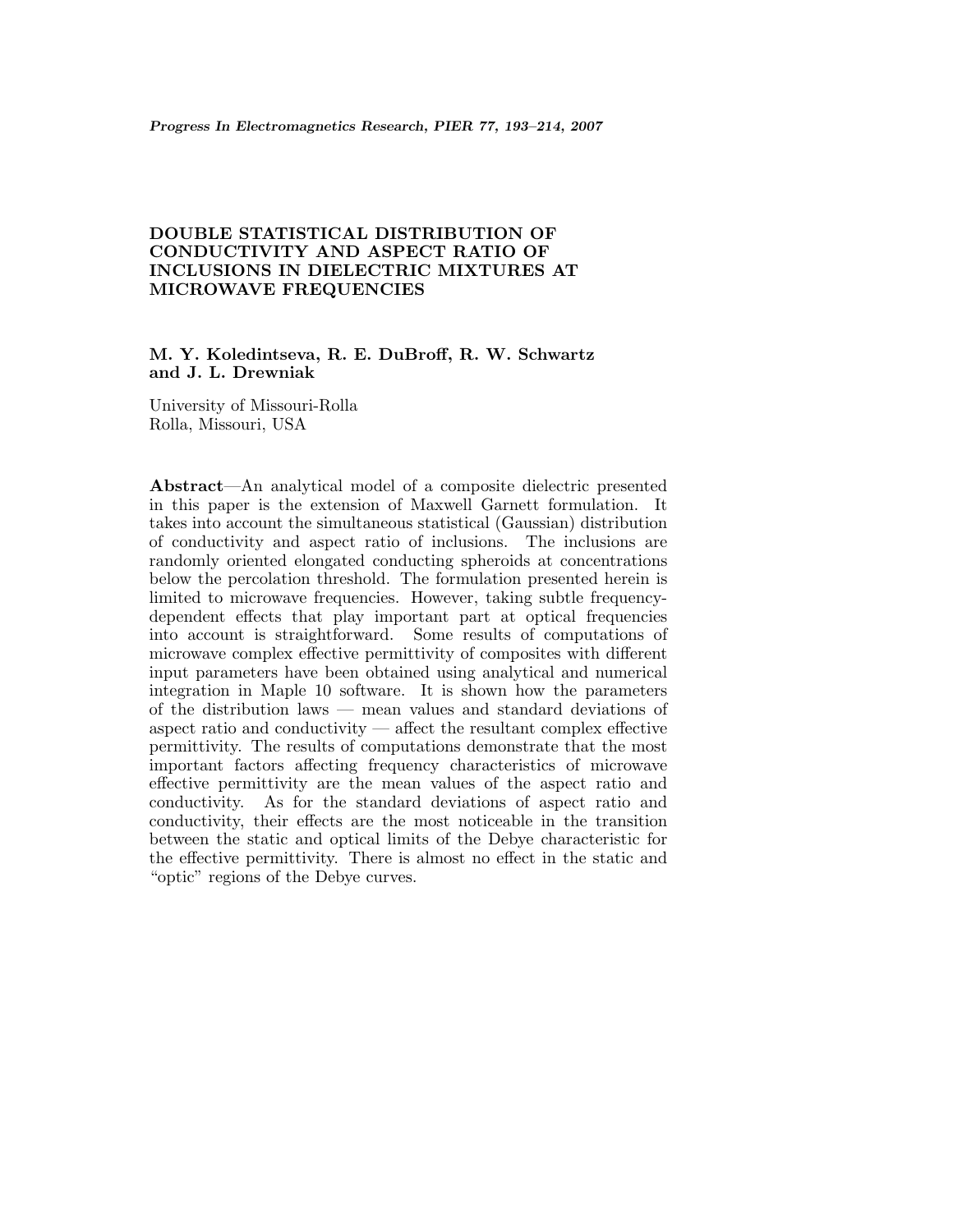# DOUBLE STATISTICAL DISTRIBUTION OF CONDUCTIVITY AND ASPECT RATIO OF INCLUSIONS IN DIELECTRIC MIXTURES AT MICROWAVE FREQUENCIES

**M. Y. Koledintseva, R. E. DuBroff, R. W. Schwartz and J. L. Drewniak**

University of Missouri-Rolla
Rolla, Missouri, USA

**Abstract**—An analytical model of a composite dielectric presented in this paper is the extension of Maxwell Garnett formulation. It takes into account the simultaneous statistical (Gaussian) distribution of conductivity and aspect ratio of inclusions. The inclusions are randomly oriented elongated conducting spheroids at concentrations below the percolation threshold. The formulation presented herein is limited to microwave frequencies. However, taking subtle frequency-dependent effects that play important part at optical frequencies into account is straightforward. Some results of computations of microwave complex effective permittivity of composites with different input parameters have been obtained using analytical and numerical integration in Maple 10 software. It is shown how the parameters of the distribution laws — mean values and standard deviations of aspect ratio and conductivity — affect the resultant complex effective permittivity. The results of computations demonstrate that the most important factors affecting frequency characteristics of microwave effective permittivity are the mean values of the aspect ratio and conductivity. As for the standard deviations of aspect ratio and conductivity, their effects are the most noticeable in the transition between the static and optical limits of the Debye characteristic for the effective permittivity. There is almost no effect in the static and "optic" regions of the Debye curves.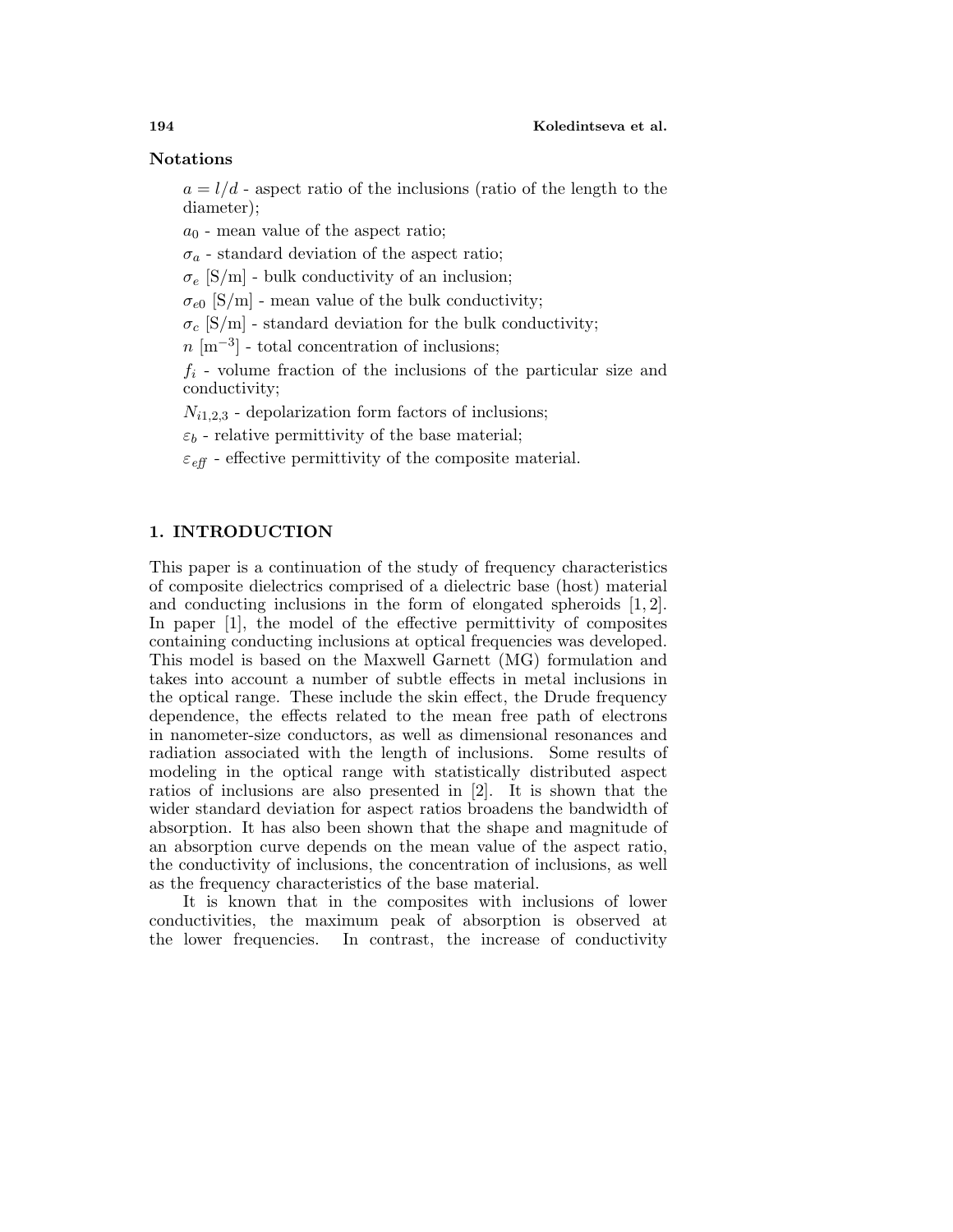## Notations

$a = l/d$ - aspect ratio of the inclusions (ratio of the length to the diameter);

$a_0$ - mean value of the aspect ratio;

$\sigma_a$ - standard deviation of the aspect ratio;

$\sigma_e$ [S/m] - bulk conductivity of an inclusion;

$\sigma_{e0}$ [S/m] - mean value of the bulk conductivity;

$\sigma_c$ [S/m] - standard deviation for the bulk conductivity;

$n$ [$\text{m}^{-3}$] - total concentration of inclusions;

$f_i$ - volume fraction of the inclusions of the particular size and conductivity;

$N_{i1,2,3}$ - depolarization form factors of inclusions;

$\varepsilon_b$ - relative permittivity of the base material;

$\varepsilon_{eff}$ - effective permittivity of the composite material.

## 1. INTRODUCTION

This paper is a continuation of the study of frequency characteristics of composite dielectrics comprised of a dielectric base (host) material and conducting inclusions in the form of elongated spheroids [1, 2]. In paper [1], the model of the effective permittivity of composites containing conducting inclusions at optical frequencies was developed. This model is based on the Maxwell Garnett (MG) formulation and takes into account a number of subtle effects in metal inclusions in the optical range. These include the skin effect, the Drude frequency dependence, the effects related to the mean free path of electrons in nanometer-size conductors, as well as dimensional resonances and radiation associated with the length of inclusions. Some results of modeling in the optical range with statistically distributed aspect ratios of inclusions are also presented in [2]. It is shown that the wider standard deviation for aspect ratios broadens the bandwidth of absorption. It has also been shown that the shape and magnitude of an absorption curve depends on the mean value of the aspect ratio, the conductivity of inclusions, the concentration of inclusions, as well as the frequency characteristics of the base material.

It is known that in the composites with inclusions of lower conductivities, the maximum peak of absorption is observed at the lower frequencies. In contrast, the increase of conductivity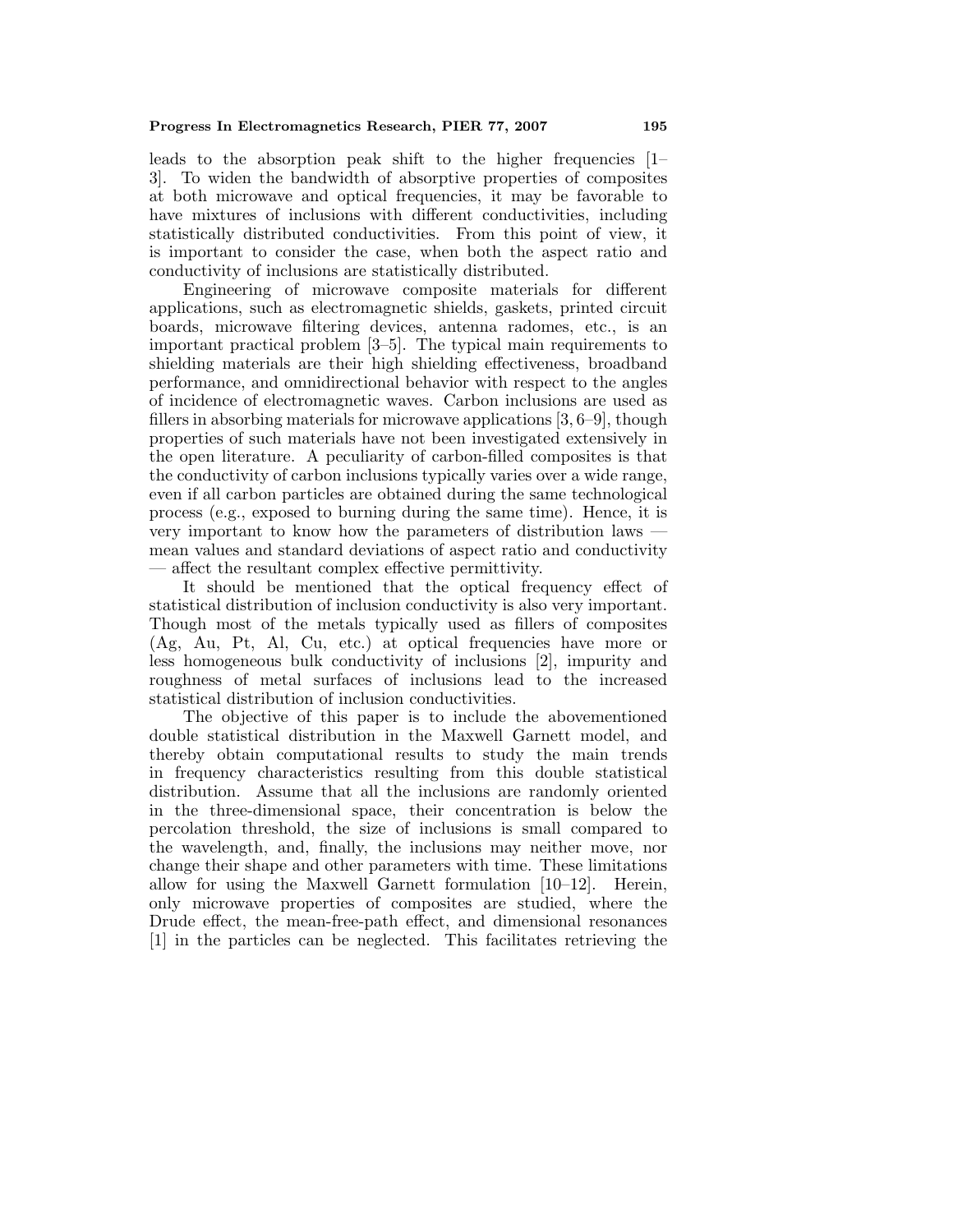leads to the absorption peak shift to the higher frequencies [1–3]. To widen the bandwidth of absorptive properties of composites at both microwave and optical frequencies, it may be favorable to have mixtures of inclusions with different conductivities, including statistically distributed conductivities. From this point of view, it is important to consider the case, when both the aspect ratio and conductivity of inclusions are statistically distributed.

Engineering of microwave composite materials for different applications, such as electromagnetic shields, gaskets, printed circuit boards, microwave filtering devices, antenna radomes, etc., is an important practical problem [3–5]. The typical main requirements to shielding materials are their high shielding effectiveness, broadband performance, and omnidirectional behavior with respect to the angles of incidence of electromagnetic waves. Carbon inclusions are used as fillers in absorbing materials for microwave applications [3, 6–9], though properties of such materials have not been investigated extensively in the open literature. A peculiarity of carbon-filled composites is that the conductivity of carbon inclusions typically varies over a wide range, even if all carbon particles are obtained during the same technological process (e.g., exposed to burning during the same time). Hence, it is very important to know how the parameters of distribution laws — mean values and standard deviations of aspect ratio and conductivity — affect the resultant complex effective permittivity.

It should be mentioned that the optical frequency effect of statistical distribution of inclusion conductivity is also very important. Though most of the metals typically used as fillers of composites (Ag, Au, Pt, Al, Cu, etc.) at optical frequencies have more or less homogeneous bulk conductivity of inclusions [2], impurity and roughness of metal surfaces of inclusions lead to the increased statistical distribution of inclusion conductivities.

The objective of this paper is to include the abovementioned double statistical distribution in the Maxwell Garnett model, and thereby obtain computational results to study the main trends in frequency characteristics resulting from this double statistical distribution. Assume that all the inclusions are randomly oriented in the three-dimensional space, their concentration is below the percolation threshold, the size of inclusions is small compared to the wavelength, and, finally, the inclusions may neither move, nor change their shape and other parameters with time. These limitations allow for using the Maxwell Garnett formulation [10–12]. Herein, only microwave properties of composites are studied, where the Drude effect, the mean-free-path effect, and dimensional resonances [1] in the particles can be neglected. This facilitates retrieving the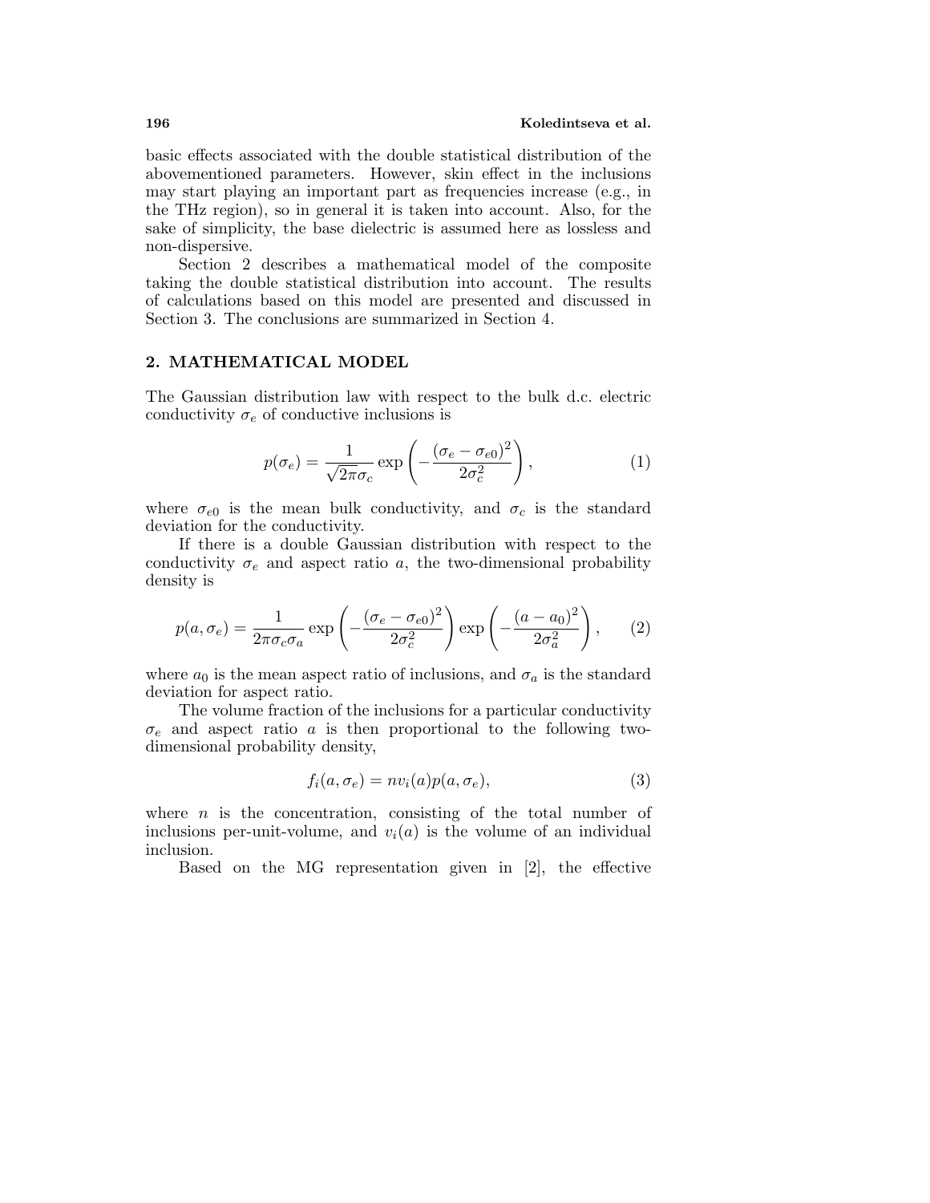basic effects associated with the double statistical distribution of the abovementioned parameters. However, skin effect in the inclusions may start playing an important part as frequencies increase (e.g., in the THz region), so in general it is taken into account. Also, for the sake of simplicity, the base dielectric is assumed here as lossless and non-dispersive.

Section 2 describes a mathematical model of the composite taking the double statistical distribution into account. The results of calculations based on this model are presented and discussed in Section 3. The conclusions are summarized in Section 4.

## 2. MATHEMATICAL MODEL

The Gaussian distribution law with respect to the bulk d.c. electric conductivity $\sigma_e$ of conductive inclusions is

$$p(\sigma_e) = \frac{1}{\sqrt{2\pi}\sigma_c} \exp\left(-\frac{(\sigma_e - \sigma_{e0})^2}{2\sigma_c^2}\right), \tag{1}$$

where $\sigma_{e0}$ is the mean bulk conductivity, and $\sigma_c$ is the standard deviation for the conductivity.

If there is a double Gaussian distribution with respect to the conductivity $\sigma_e$ and aspect ratio $a$, the two-dimensional probability density is

$$p(a, \sigma_e) = \frac{1}{2\pi\sigma_c\sigma_a} \exp\left(-\frac{(\sigma_e - \sigma_{e0})^2}{2\sigma_c^2}\right) \exp\left(-\frac{(a - a_0)^2}{2\sigma_a^2}\right), \tag{2}$$

where $a_0$ is the mean aspect ratio of inclusions, and $\sigma_a$ is the standard deviation for aspect ratio.

The volume fraction of the inclusions for a particular conductivity $\sigma_e$ and aspect ratio $a$ is then proportional to the following two-dimensional probability density,

$$f_i(a, \sigma_e) = nv_i(a)p(a, \sigma_e), \tag{3}$$

where $n$ is the concentration, consisting of the total number of inclusions per-unit-volume, and $v_i(a)$ is the volume of an individual inclusion.

Based on the MG representation given in [2], the effective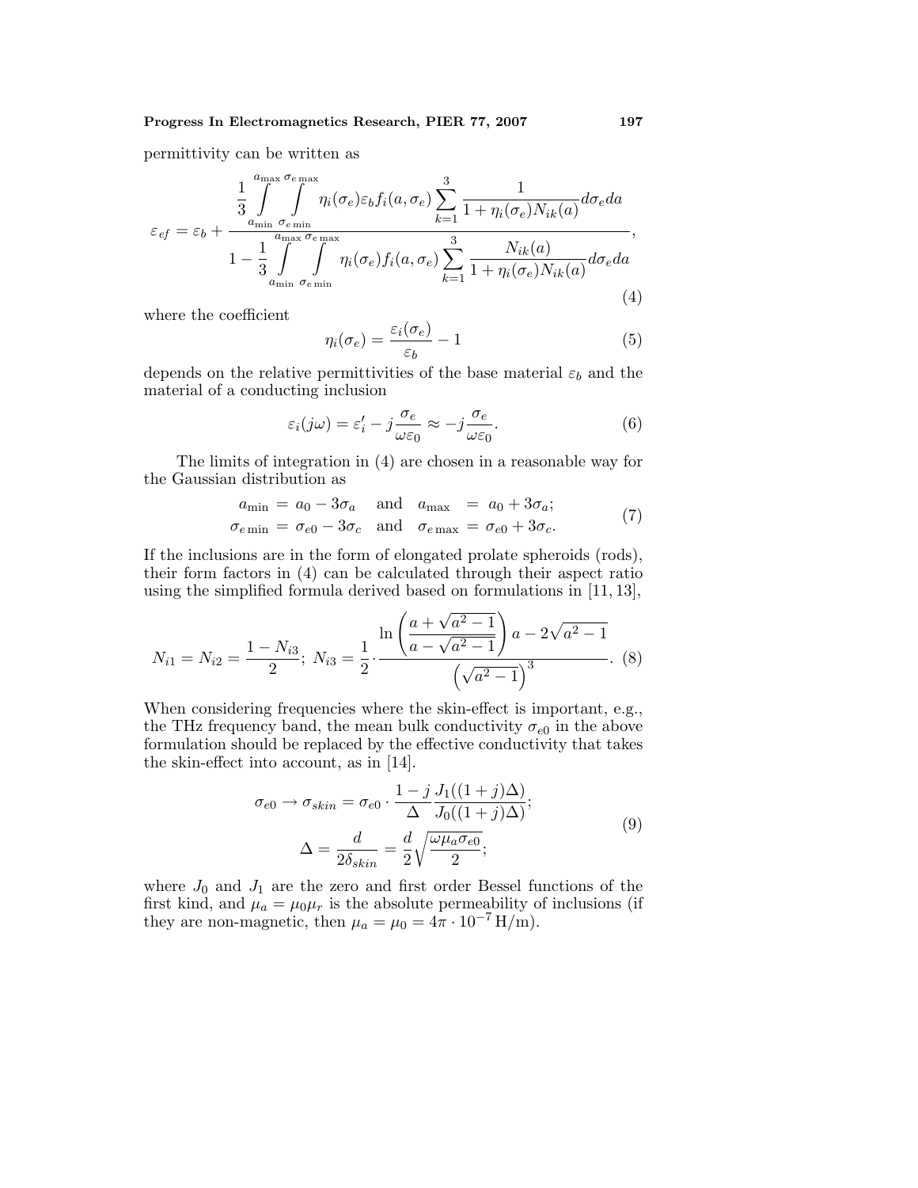permittivity can be written as

$$\varepsilon_{ef} = \varepsilon_b + \frac{\dfrac{1}{3}\displaystyle\int\limits_{a_{\min}}^{a_{\max}}\int\limits_{\sigma_{e\min}}^{\sigma_{e\max}} \eta_i(\sigma_e)\varepsilon_b f_i(a,\sigma_e)\sum_{k=1}^{3}\frac{1}{1+\eta_i(\sigma_e)N_{ik}(a)}d\sigma_e da}{1-\dfrac{1}{3}\displaystyle\int\limits_{a_{\min}}^{a_{\max}}\int\limits_{\sigma_{e\min}}^{\sigma_{e\max}} \eta_i(\sigma_e) f_i(a,\sigma_e)\sum_{k=1}^{3}\frac{N_{ik}(a)}{1+\eta_i(\sigma_e)N_{ik}(a)}d\sigma_e da}, \tag{4}$$

where the coefficient

$$\eta_i(\sigma_e) = \frac{\varepsilon_i(\sigma_e)}{\varepsilon_b} - 1 \tag{5}$$

depends on the relative permittivities of the base material $\varepsilon_b$ and the material of a conducting inclusion

$$\varepsilon_i(j\omega) = \varepsilon_i' - j\frac{\sigma_e}{\omega\varepsilon_0} \approx -j\frac{\sigma_e}{\omega\varepsilon_0}. \tag{6}$$

The limits of integration in (4) are chosen in a reasonable way for the Gaussian distribution as

$$\begin{aligned} a_{\min} &= a_0 - 3\sigma_a \quad \text{and} \quad a_{\max} = a_0 + 3\sigma_a; \\ \sigma_{e\min} &= \sigma_{e0} - 3\sigma_c \quad \text{and} \quad \sigma_{e\max} = \sigma_{e0} + 3\sigma_c. \end{aligned} \tag{7}$$

If the inclusions are in the form of elongated prolate spheroids (rods), their form factors in (4) can be calculated through their aspect ratio using the simplified formula derived based on formulations in [11, 13],

$$N_{i1} = N_{i2} = \frac{1-N_{i3}}{2};\; N_{i3} = \frac{1}{2}\cdot\frac{\ln\left(\dfrac{a+\sqrt{a^2-1}}{a-\sqrt{a^2-1}}\right)a - 2\sqrt{a^2-1}}{\left(\sqrt{a^2-1}\right)^3}. \tag{8}$$

When considering frequencies where the skin-effect is important, e.g., the THz frequency band, the mean bulk conductivity $\sigma_{e0}$ in the above formulation should be replaced by the effective conductivity that takes the skin-effect into account, as in [14].

$$\begin{aligned} \sigma_{e0} \to \sigma_{skin} &= \sigma_{e0}\cdot\frac{1-j}{\Delta}\frac{J_1((1+j)\Delta)}{J_0((1+j)\Delta)}; \\ \Delta &= \frac{d}{2\delta_{skin}} = \frac{d}{2}\sqrt{\frac{\omega\mu_a\sigma_{e0}}{2}}; \end{aligned} \tag{9}$$

where $J_0$ and $J_1$ are the zero and first order Bessel functions of the first kind, and $\mu_a = \mu_0\mu_r$ is the absolute permeability of inclusions (if they are non-magnetic, then $\mu_a = \mu_0 = 4\pi\cdot 10^{-7}\,\text{H/m}$).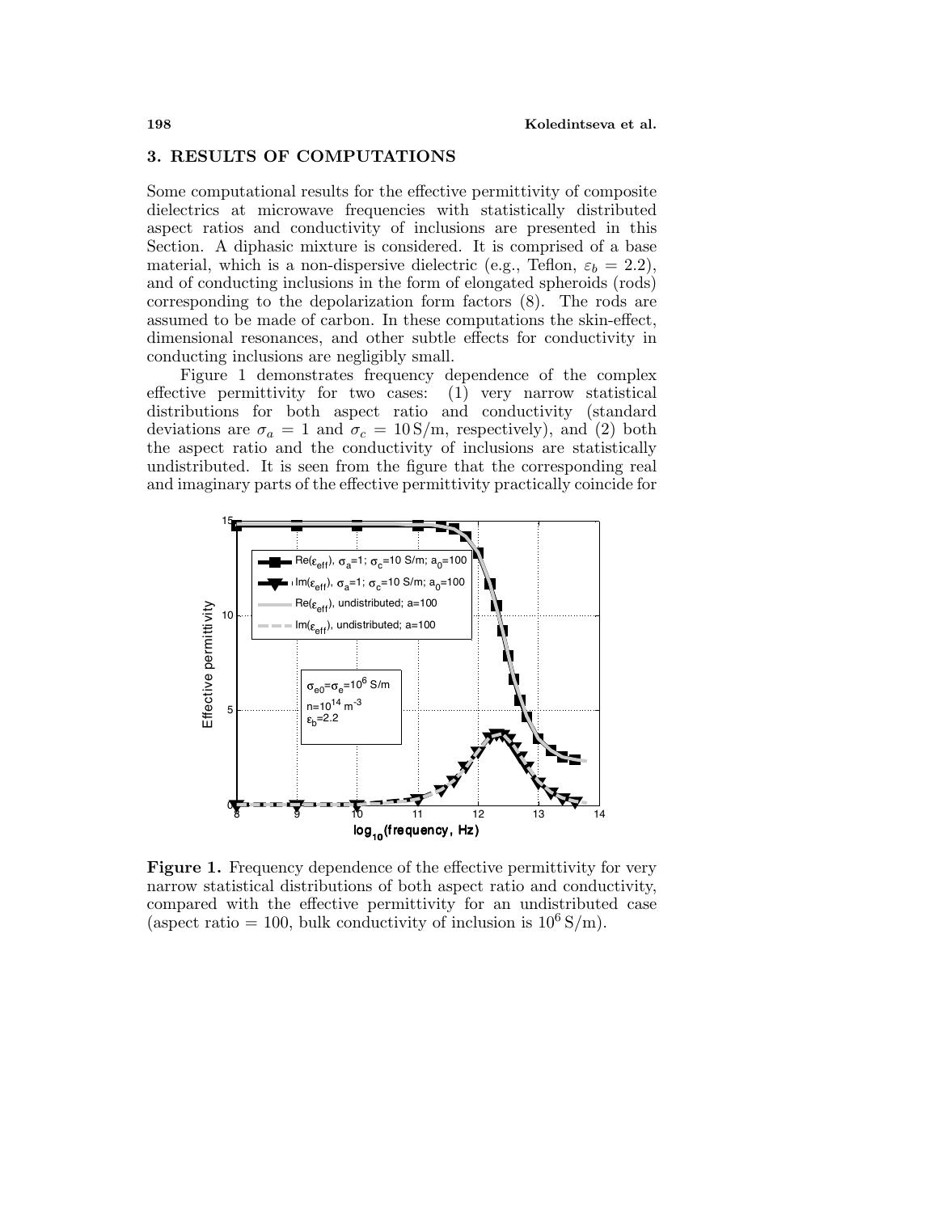## 3. RESULTS OF COMPUTATIONS

Some computational results for the effective permittivity of composite dielectrics at microwave frequencies with statistically distributed aspect ratios and conductivity of inclusions are presented in this Section. A diphasic mixture is considered. It is comprised of a base material, which is a non-dispersive dielectric (e.g., Teflon, $\varepsilon_b = 2.2$), and of conducting inclusions in the form of elongated spheroids (rods) corresponding to the depolarization form factors (8). The rods are assumed to be made of carbon. In these computations the skin-effect, dimensional resonances, and other subtle effects for conductivity in conducting inclusions are negligibly small.

Figure 1 demonstrates frequency dependence of the complex effective permittivity for two cases: (1) very narrow statistical distributions for both aspect ratio and conductivity (standard deviations are $\sigma_a = 1$ and $\sigma_c = 10\,\mathrm{S/m}$, respectively), and (2) both the aspect ratio and the conductivity of inclusions are statistically undistributed. It is seen from the figure that the corresponding real and imaginary parts of the effective permittivity practically coincide for

**Figure 1.** Frequency dependence of the effective permittivity for very narrow statistical distributions of both aspect ratio and conductivity, compared with the effective permittivity for an undistributed case (aspect ratio = 100, bulk conductivity of inclusion is $10^6\,\mathrm{S/m}$).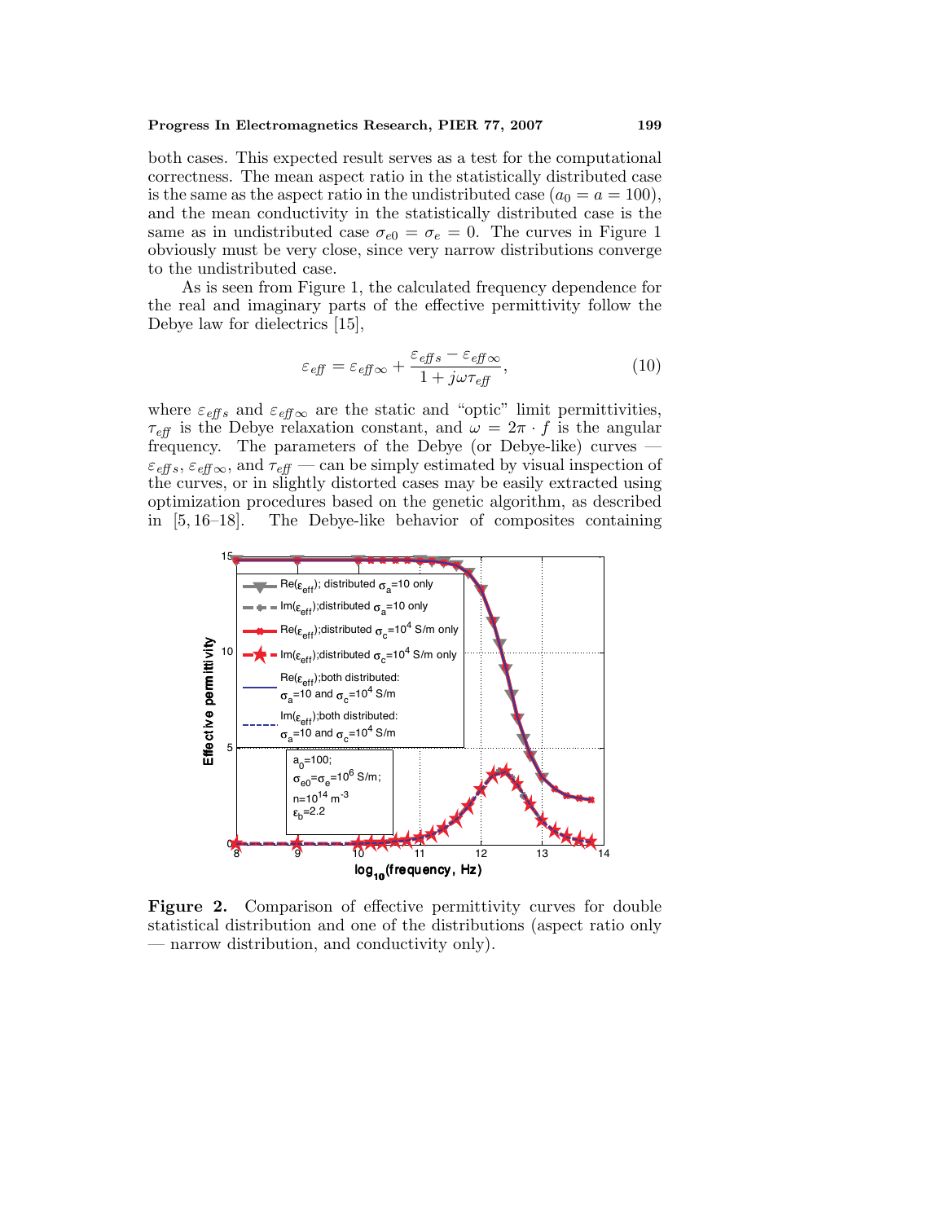both cases. This expected result serves as a test for the computational correctness. The mean aspect ratio in the statistically distributed case is the same as the aspect ratio in the undistributed case ($a_0 = a = 100$), and the mean conductivity in the statistically distributed case is the same as in undistributed case $\sigma_{e0} = \sigma_e = 0$. The curves in Figure 1 obviously must be very close, since very narrow distributions converge to the undistributed case.

As is seen from Figure 1, the calculated frequency dependence for the real and imaginary parts of the effective permittivity follow the Debye law for dielectrics [15],

$$\varepsilon_{eff} = \varepsilon_{eff\infty} + \frac{\varepsilon_{eff\,s} - \varepsilon_{eff\infty}}{1 + j\omega\tau_{eff}}, \tag{10}$$

where $\varepsilon_{eff\,s}$ and $\varepsilon_{eff\infty}$ are the static and "optic" limit permittivities, $\tau_{eff}$ is the Debye relaxation constant, and $\omega = 2\pi \cdot f$ is the angular frequency. The parameters of the Debye (or Debye-like) curves — $\varepsilon_{eff\,s}$, $\varepsilon_{eff\infty}$, and $\tau_{eff}$ — can be simply estimated by visual inspection of the curves, or in slightly distorted cases may be easily extracted using optimization procedures based on the genetic algorithm, as described in [5, 16–18]. The Debye-like behavior of composites containing

**Figure 2.** Comparison of effective permittivity curves for double statistical distribution and one of the distributions (aspect ratio only — narrow distribution, and conductivity only).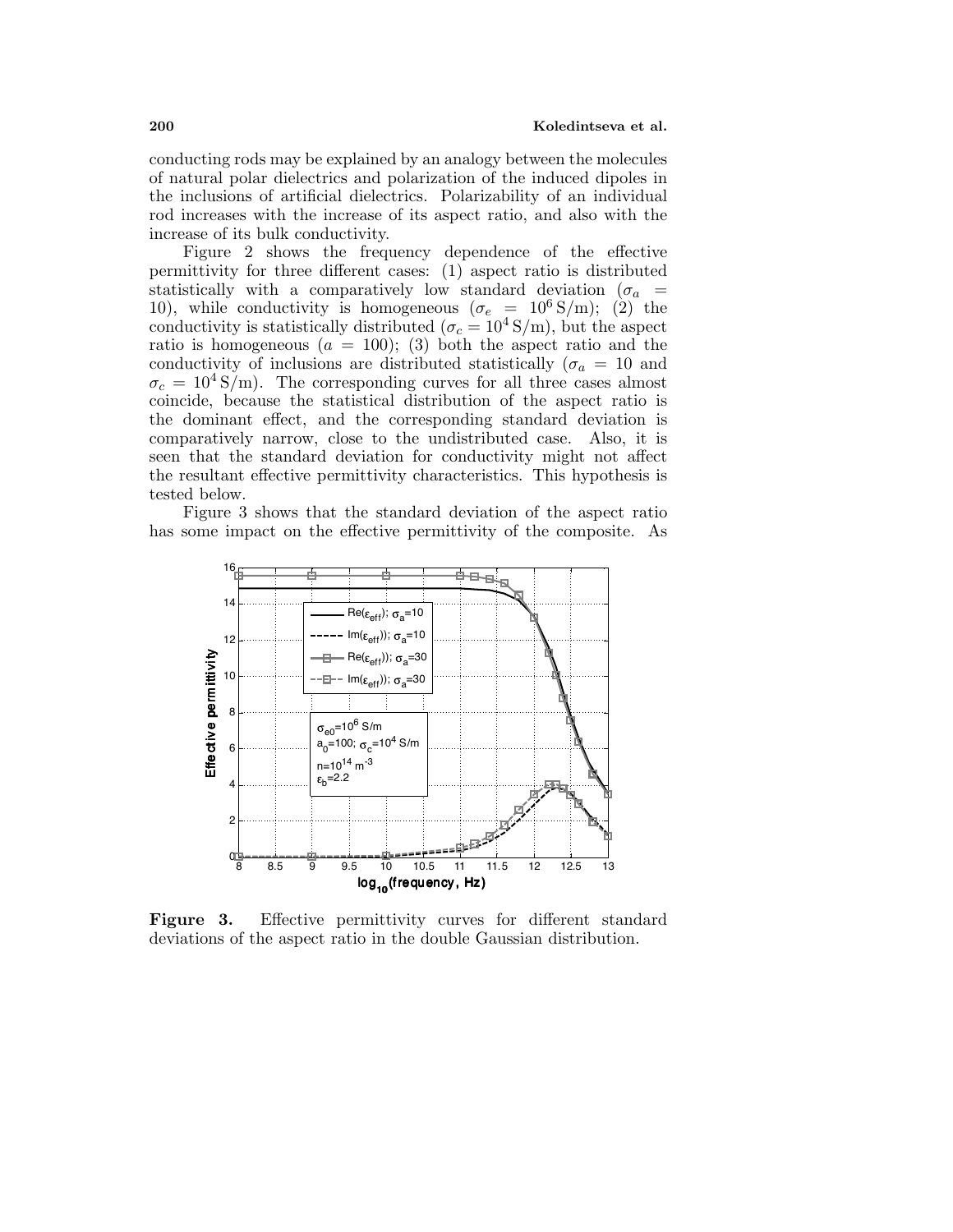conducting rods may be explained by an analogy between the molecules of natural polar dielectrics and polarization of the induced dipoles in the inclusions of artificial dielectrics. Polarizability of an individual rod increases with the increase of its aspect ratio, and also with the increase of its bulk conductivity.

Figure 2 shows the frequency dependence of the effective permittivity for three different cases: (1) aspect ratio is distributed statistically with a comparatively low standard deviation ($\sigma_a = 10$), while conductivity is homogeneous ($\sigma_e = 10^6\,\text{S/m}$); (2) the conductivity is statistically distributed ($\sigma_c = 10^4\,\text{S/m}$), but the aspect ratio is homogeneous ($a = 100$); (3) both the aspect ratio and the conductivity of inclusions are distributed statistically ($\sigma_a = 10$ and $\sigma_c = 10^4\,\text{S/m}$). The corresponding curves for all three cases almost coincide, because the statistical distribution of the aspect ratio is the dominant effect, and the corresponding standard deviation is comparatively narrow, close to the undistributed case. Also, it is seen that the standard deviation for conductivity might not affect the resultant effective permittivity characteristics. This hypothesis is tested below.

Figure 3 shows that the standard deviation of the aspect ratio has some impact on the effective permittivity of the composite. As

**Figure 3.** Effective permittivity curves for different standard deviations of the aspect ratio in the double Gaussian distribution.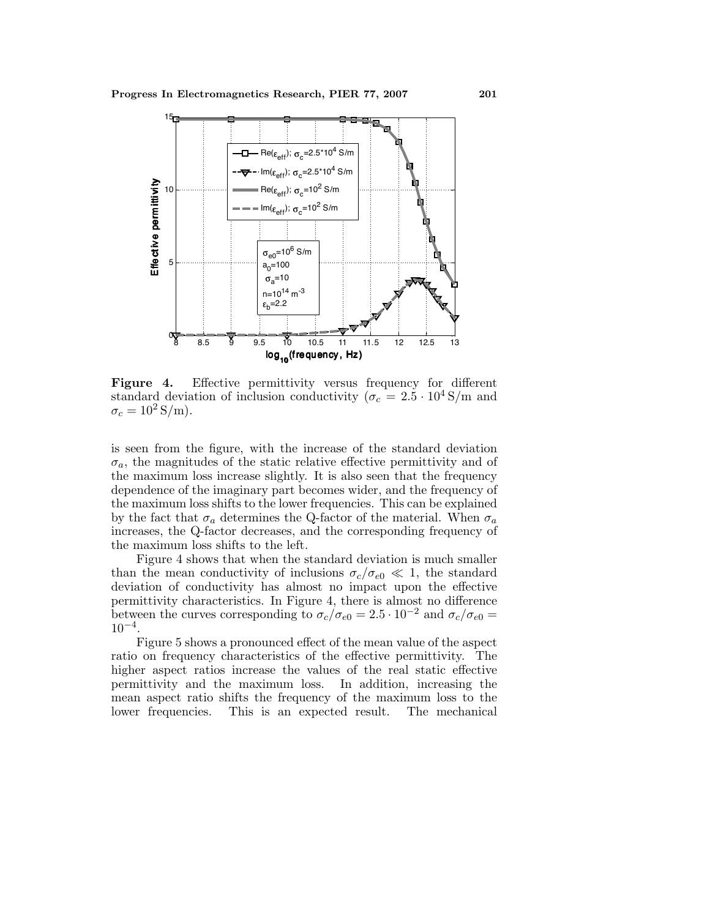**Figure 4.** Effective permittivity versus frequency for different standard deviation of inclusion conductivity ($\sigma_c = 2.5 \cdot 10^4\,\mathrm{S/m}$ and $\sigma_c = 10^2\,\mathrm{S/m}$).

is seen from the figure, with the increase of the standard deviation $\sigma_a$, the magnitudes of the static relative effective permittivity and of the maximum loss increase slightly. It is also seen that the frequency dependence of the imaginary part becomes wider, and the frequency of the maximum loss shifts to the lower frequencies. This can be explained by the fact that $\sigma_a$ determines the Q-factor of the material. When $\sigma_a$ increases, the Q-factor decreases, and the corresponding frequency of the maximum loss shifts to the left.

Figure 4 shows that when the standard deviation is much smaller than the mean conductivity of inclusions $\sigma_c/\sigma_{e0} \ll 1$, the standard deviation of conductivity has almost no impact upon the effective permittivity characteristics. In Figure 4, there is almost no difference between the curves corresponding to $\sigma_c/\sigma_{e0} = 2.5 \cdot 10^{-2}$ and $\sigma_c/\sigma_{e0} = 10^{-4}$.

Figure 5 shows a pronounced effect of the mean value of the aspect ratio on frequency characteristics of the effective permittivity. The higher aspect ratios increase the values of the real static effective permittivity and the maximum loss. In addition, increasing the mean aspect ratio shifts the frequency of the maximum loss to the lower frequencies. This is an expected result. The mechanical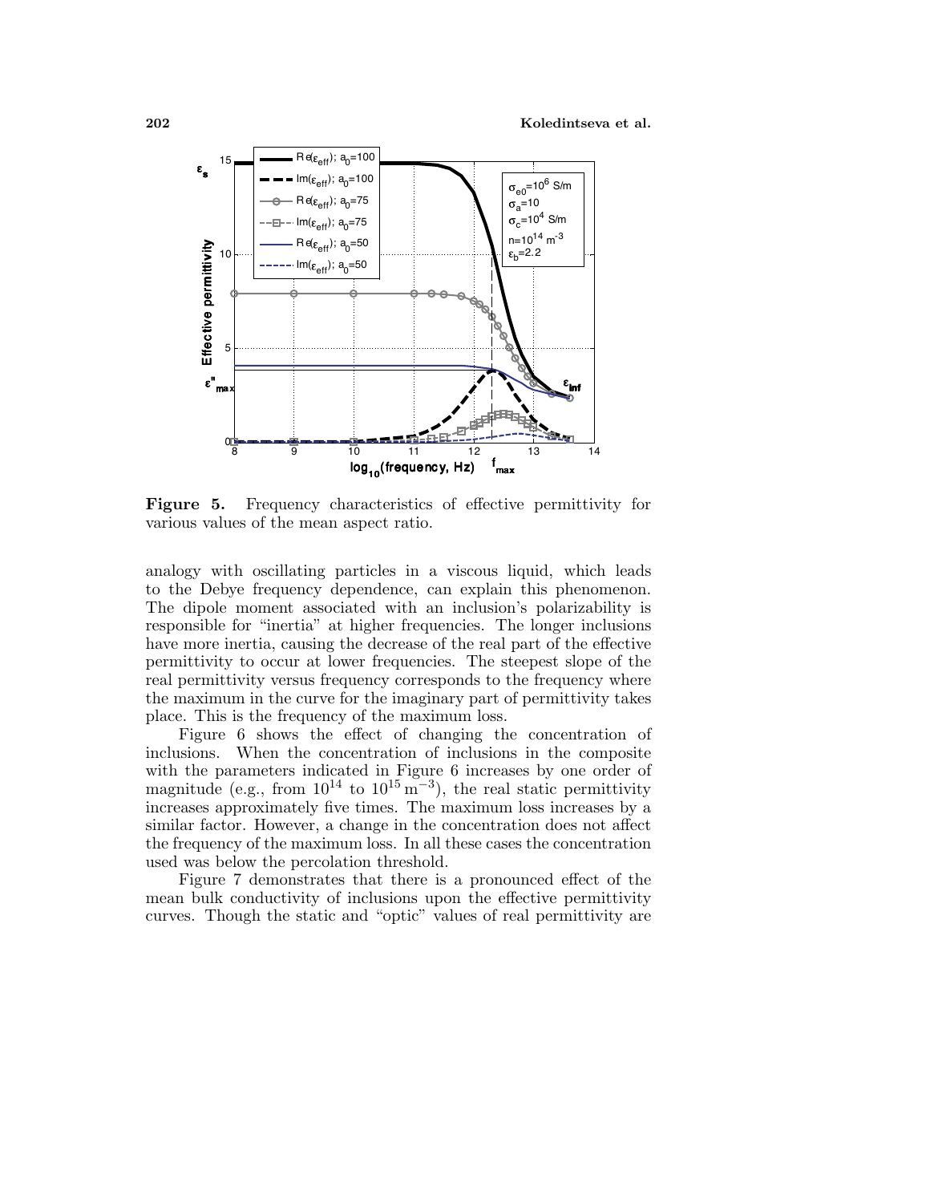**Figure 5.** Frequency characteristics of effective permittivity for various values of the mean aspect ratio.

analogy with oscillating particles in a viscous liquid, which leads to the Debye frequency dependence, can explain this phenomenon. The dipole moment associated with an inclusion's polarizability is responsible for "inertia" at higher frequencies. The longer inclusions have more inertia, causing the decrease of the real part of the effective permittivity to occur at lower frequencies. The steepest slope of the real permittivity versus frequency corresponds to the frequency where the maximum in the curve for the imaginary part of permittivity takes place. This is the frequency of the maximum loss.

Figure 6 shows the effect of changing the concentration of inclusions. When the concentration of inclusions in the composite with the parameters indicated in Figure 6 increases by one order of magnitude (e.g., from $10^{14}$ to $10^{15}\,\mathrm{m}^{-3}$), the real static permittivity increases approximately five times. The maximum loss increases by a similar factor. However, a change in the concentration does not affect the frequency of the maximum loss. In all these cases the concentration used was below the percolation threshold.

Figure 7 demonstrates that there is a pronounced effect of the mean bulk conductivity of inclusions upon the effective permittivity curves. Though the static and "optic" values of real permittivity are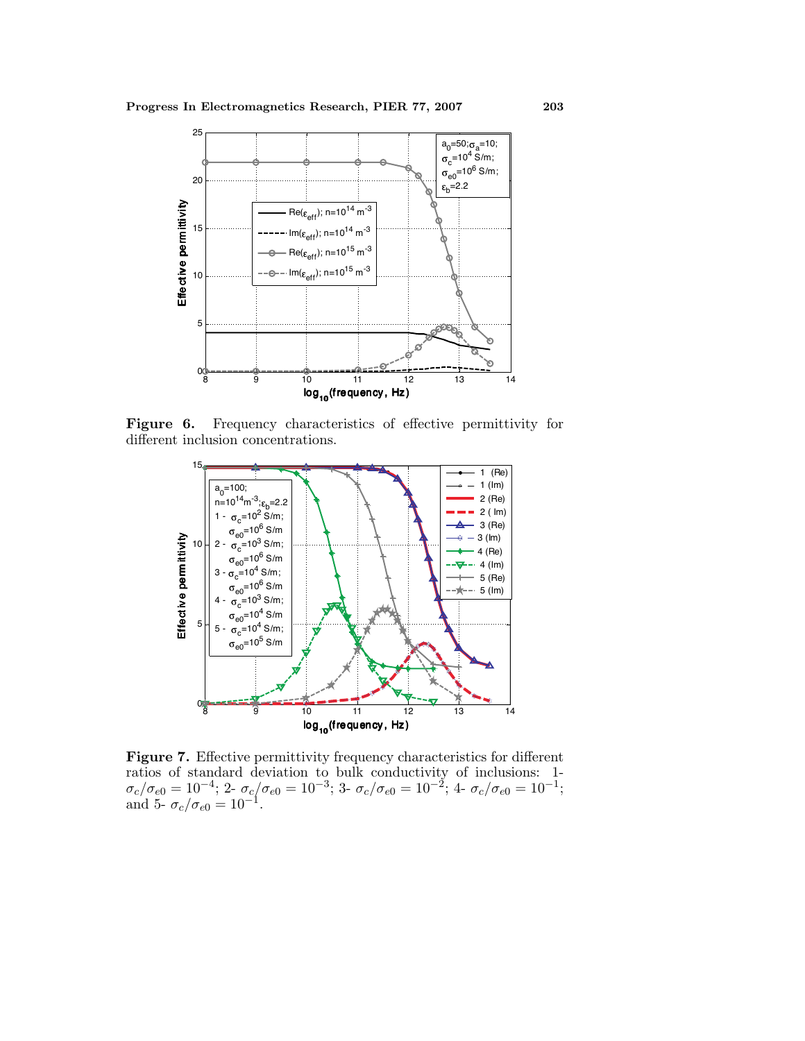**Figure 6.** Frequency characteristics of effective permittivity for different inclusion concentrations.

**Figure 7.** Effective permittivity frequency characteristics for different ratios of standard deviation to bulk conductivity of inclusions: 1- $\sigma_c/\sigma_{e0} = 10^{-4}$; 2- $\sigma_c/\sigma_{e0} = 10^{-3}$; 3- $\sigma_c/\sigma_{e0} = 10^{-2}$; 4- $\sigma_c/\sigma_{e0} = 10^{-1}$; and 5- $\sigma_c/\sigma_{e0} = 10^{-1}$.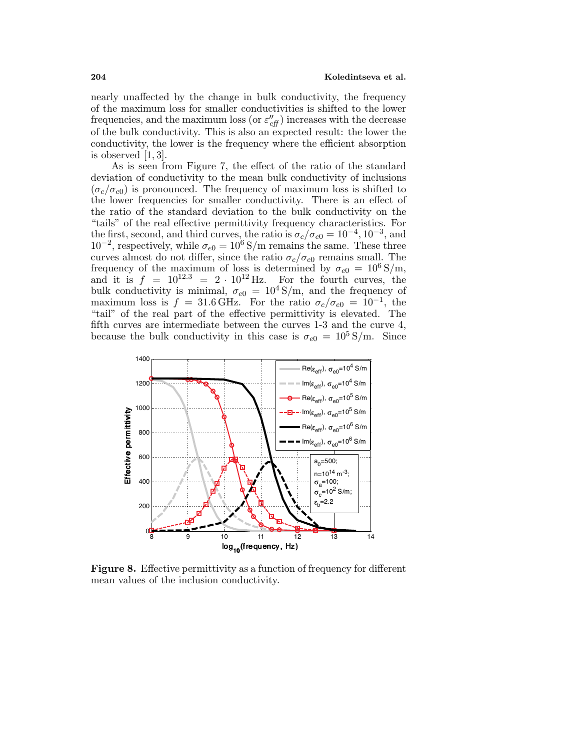nearly unaffected by the change in bulk conductivity, the frequency of the maximum loss for smaller conductivities is shifted to the lower frequencies, and the maximum loss (or $\varepsilon''_{eff}$) increases with the decrease of the bulk conductivity. This is also an expected result: the lower the conductivity, the lower is the frequency where the efficient absorption is observed [1, 3].

As is seen from Figure 7, the effect of the ratio of the standard deviation of conductivity to the mean bulk conductivity of inclusions ($\sigma_c/\sigma_{e0}$) is pronounced. The frequency of maximum loss is shifted to the lower frequencies for smaller conductivity. There is an effect of the ratio of the standard deviation to the bulk conductivity on the "tails" of the real effective permittivity frequency characteristics. For the first, second, and third curves, the ratio is $\sigma_c/\sigma_{e0} = 10^{-4}, 10^{-3}$, and $10^{-2}$, respectively, while $\sigma_{e0} = 10^6\,\text{S/m}$ remains the same. These three curves almost do not differ, since the ratio $\sigma_c/\sigma_{e0}$ remains small. The frequency of the maximum of loss is determined by $\sigma_{e0} = 10^6\,\text{S/m}$, and it is $f = 10^{12.3} = 2 \cdot 10^{12}\,\text{Hz}$. For the fourth curves, the bulk conductivity is minimal, $\sigma_{e0} = 10^4\,\text{S/m}$, and the frequency of maximum loss is $f = 31.6\,\text{GHz}$. For the ratio $\sigma_c/\sigma_{e0} = 10^{-1}$, the "tail" of the real part of the effective permittivity is elevated. The fifth curves are intermediate between the curves 1-3 and the curve 4, because the bulk conductivity in this case is $\sigma_{e0} = 10^5\,\text{S/m}$. Since

**Figure 8.** Effective permittivity as a function of frequency for different mean values of the inclusion conductivity.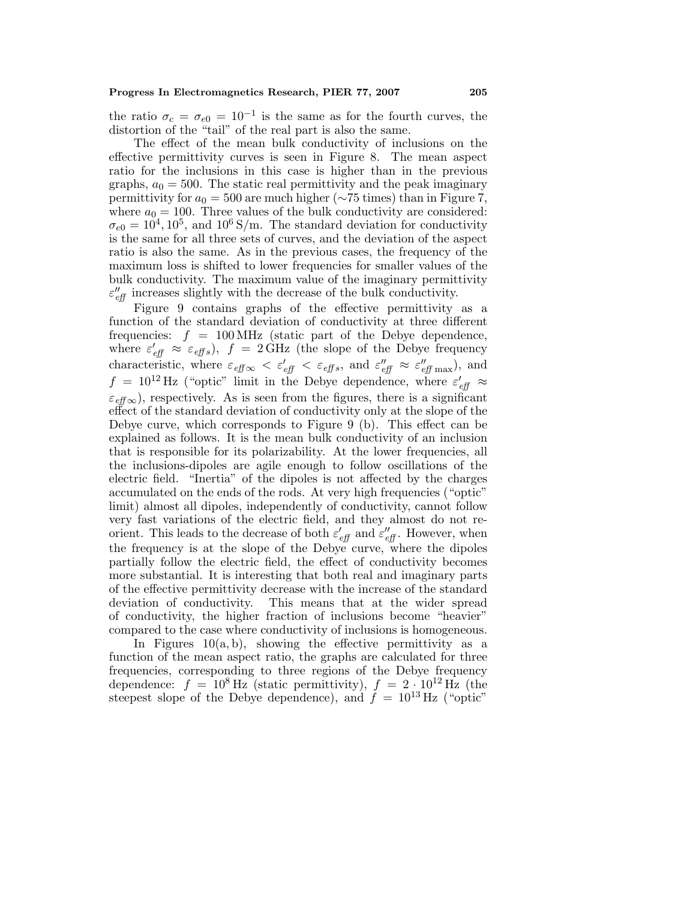the ratio $\sigma_c = \sigma_{e0} = 10^{-1}$ is the same as for the fourth curves, the distortion of the "tail" of the real part is also the same.

The effect of the mean bulk conductivity of inclusions on the effective permittivity curves is seen in Figure 8. The mean aspect ratio for the inclusions in this case is higher than in the previous graphs, $a_0 = 500$. The static real permittivity and the peak imaginary permittivity for $a_0 = 500$ are much higher ($\sim$75 times) than in Figure 7, where $a_0 = 100$. Three values of the bulk conductivity are considered: $\sigma_{e0} = 10^4, 10^5$, and $10^6\,\text{S/m}$. The standard deviation for conductivity is the same for all three sets of curves, and the deviation of the aspect ratio is also the same. As in the previous cases, the frequency of the maximum loss is shifted to lower frequencies for smaller values of the bulk conductivity. The maximum value of the imaginary permittivity $\varepsilon''_{\mathit{eff}}$ increases slightly with the decrease of the bulk conductivity.

Figure 9 contains graphs of the effective permittivity as a function of the standard deviation of conductivity at three different frequencies: $f = 100\,\text{MHz}$ (static part of the Debye dependence, where $\varepsilon'_{\mathit{eff}} \approx \varepsilon_{\mathit{eff}\,s}$), $f = 2\,\text{GHz}$ (the slope of the Debye frequency characteristic, where $\varepsilon_{\mathit{eff}\,\infty} < \varepsilon'_{\mathit{eff}} < \varepsilon_{\mathit{eff}\,s}$, and $\varepsilon''_{\mathit{eff}} \approx \varepsilon''_{\mathit{eff}\,\max}$), and $f = 10^{12}\,\text{Hz}$ ("optic" limit in the Debye dependence, where $\varepsilon'_{\mathit{eff}} \approx \varepsilon_{\mathit{eff}\,\infty}$), respectively. As is seen from the figures, there is a significant effect of the standard deviation of conductivity only at the slope of the Debye curve, which corresponds to Figure 9 (b). This effect can be explained as follows. It is the mean bulk conductivity of an inclusion that is responsible for its polarizability. At the lower frequencies, all the inclusions-dipoles are agile enough to follow oscillations of the electric field. "Inertia" of the dipoles is not affected by the charges accumulated on the ends of the rods. At very high frequencies ("optic" limit) almost all dipoles, independently of conductivity, cannot follow very fast variations of the electric field, and they almost do not re-orient. This leads to the decrease of both $\varepsilon'_{\mathit{eff}}$ and $\varepsilon''_{\mathit{eff}}$. However, when the frequency is at the slope of the Debye curve, where the dipoles partially follow the electric field, the effect of conductivity becomes more substantial. It is interesting that both real and imaginary parts of the effective permittivity decrease with the increase of the standard deviation of conductivity. This means that at the wider spread of conductivity, the higher fraction of inclusions become "heavier" compared to the case where conductivity of inclusions is homogeneous.

In Figures 10(a, b), showing the effective permittivity as a function of the mean aspect ratio, the graphs are calculated for three frequencies, corresponding to three regions of the Debye frequency dependence: $f = 10^8\,\text{Hz}$ (static permittivity), $f = 2 \cdot 10^{12}\,\text{Hz}$ (the steepest slope of the Debye dependence), and $f = 10^{13}\,\text{Hz}$ ("optic"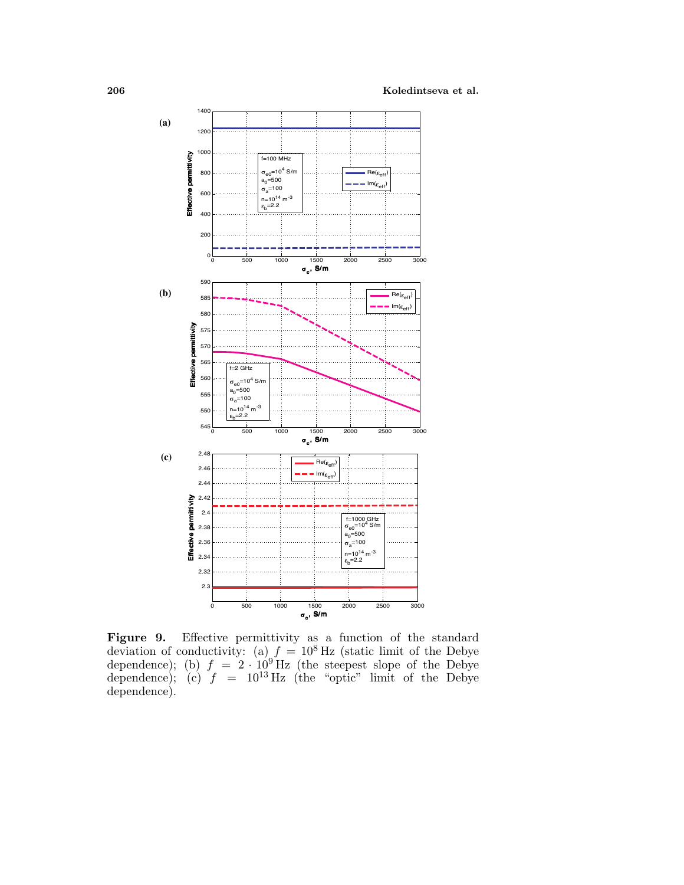**Figure 9.** Effective permittivity as a function of the standard deviation of conductivity: (a) $f = 10^8$ Hz (static limit of the Debye dependence); (b) $f = 2 \cdot 10^9$ Hz (the steepest slope of the Debye dependence); (c) $f = 10^{13}$ Hz (the "optic" limit of the Debye dependence).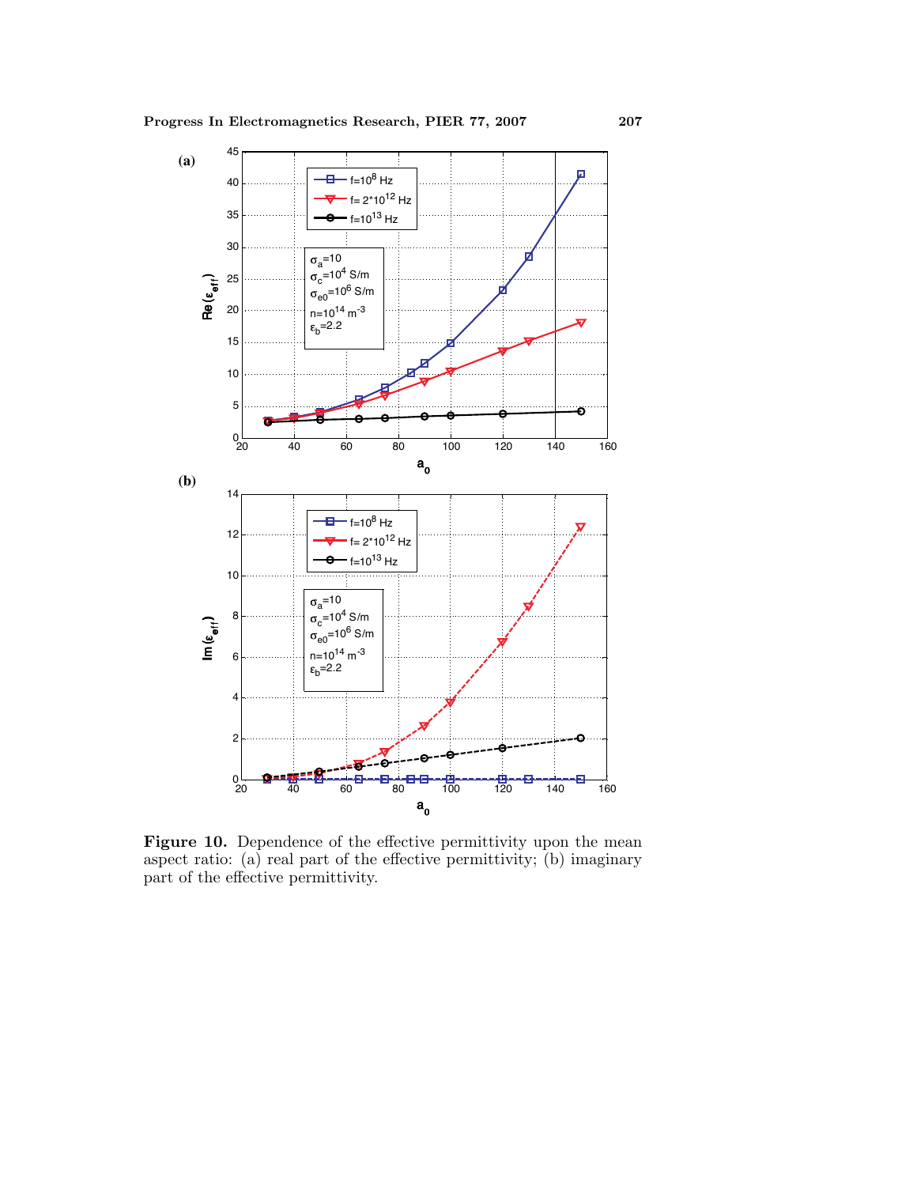**Figure 10.** Dependence of the effective permittivity upon the mean aspect ratio: (a) real part of the effective permittivity; (b) imaginary part of the effective permittivity.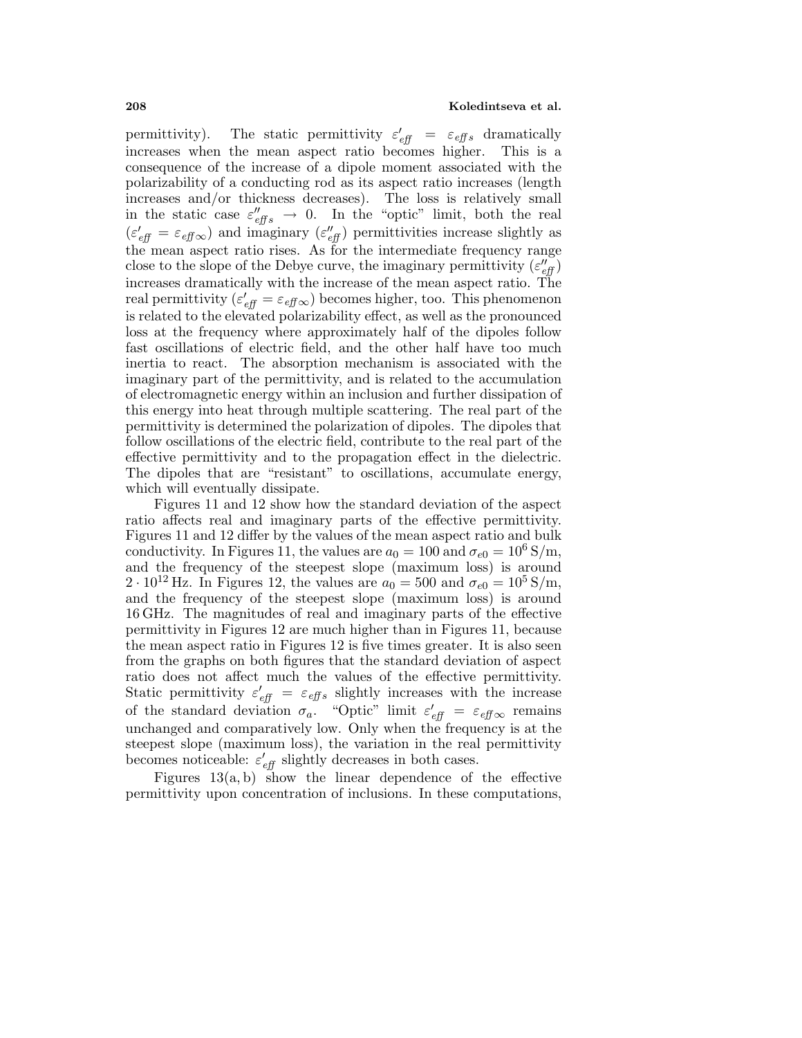permittivity). The static permittivity $\varepsilon'_{\mathit{eff}} = \varepsilon_{\mathit{eff}\,s}$ dramatically increases when the mean aspect ratio becomes higher. This is a consequence of the increase of a dipole moment associated with the polarizability of a conducting rod as its aspect ratio increases (length increases and/or thickness decreases). The loss is relatively small in the static case $\varepsilon''_{\mathit{eff}\,s} \to 0$. In the "optic" limit, both the real ($\varepsilon'_{\mathit{eff}} = \varepsilon_{\mathit{eff}\,\infty}$) and imaginary ($\varepsilon''_{\mathit{eff}}$) permittivities increase slightly as the mean aspect ratio rises. As for the intermediate frequency range close to the slope of the Debye curve, the imaginary permittivity ($\varepsilon''_{\mathit{eff}}$) increases dramatically with the increase of the mean aspect ratio. The real permittivity ($\varepsilon'_{\mathit{eff}} = \varepsilon_{\mathit{eff}\,\infty}$) becomes higher, too. This phenomenon is related to the elevated polarizability effect, as well as the pronounced loss at the frequency where approximately half of the dipoles follow fast oscillations of electric field, and the other half have too much inertia to react. The absorption mechanism is associated with the imaginary part of the permittivity, and is related to the accumulation of electromagnetic energy within an inclusion and further dissipation of this energy into heat through multiple scattering. The real part of the permittivity is determined the polarization of dipoles. The dipoles that follow oscillations of the electric field, contribute to the real part of the effective permittivity and to the propagation effect in the dielectric. The dipoles that are "resistant" to oscillations, accumulate energy, which will eventually dissipate.

Figures 11 and 12 show how the standard deviation of the aspect ratio affects real and imaginary parts of the effective permittivity. Figures 11 and 12 differ by the values of the mean aspect ratio and bulk conductivity. In Figures 11, the values are $a_0 = 100$ and $\sigma_{e0} = 10^6\,\mathrm{S/m}$, and the frequency of the steepest slope (maximum loss) is around $2 \cdot 10^{12}\,\mathrm{Hz}$. In Figures 12, the values are $a_0 = 500$ and $\sigma_{e0} = 10^5\,\mathrm{S/m}$, and the frequency of the steepest slope (maximum loss) is around 16 GHz. The magnitudes of real and imaginary parts of the effective permittivity in Figures 12 are much higher than in Figures 11, because the mean aspect ratio in Figures 12 is five times greater. It is also seen from the graphs on both figures that the standard deviation of aspect ratio does not affect much the values of the effective permittivity. Static permittivity $\varepsilon'_{\mathit{eff}} = \varepsilon_{\mathit{eff}\,s}$ slightly increases with the increase of the standard deviation $\sigma_a$. "Optic" limit $\varepsilon'_{\mathit{eff}} = \varepsilon_{\mathit{eff}\,\infty}$ remains unchanged and comparatively low. Only when the frequency is at the steepest slope (maximum loss), the variation in the real permittivity becomes noticeable: $\varepsilon'_{\mathit{eff}}$ slightly decreases in both cases.

Figures 13(a, b) show the linear dependence of the effective permittivity upon concentration of inclusions. In these computations,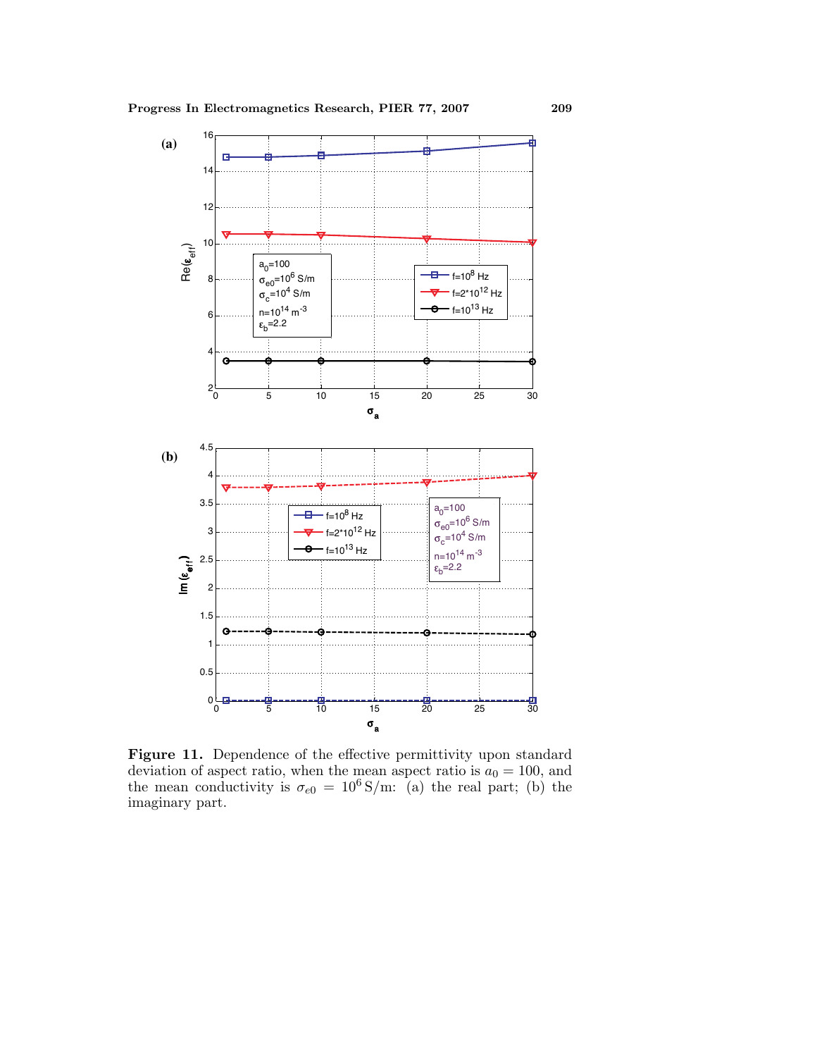**Figure 11.** Dependence of the effective permittivity upon standard deviation of aspect ratio, when the mean aspect ratio is $a_0 = 100$, and the mean conductivity is $\sigma_{e0} = 10^6\,\text{S/m}$: (a) the real part; (b) the imaginary part.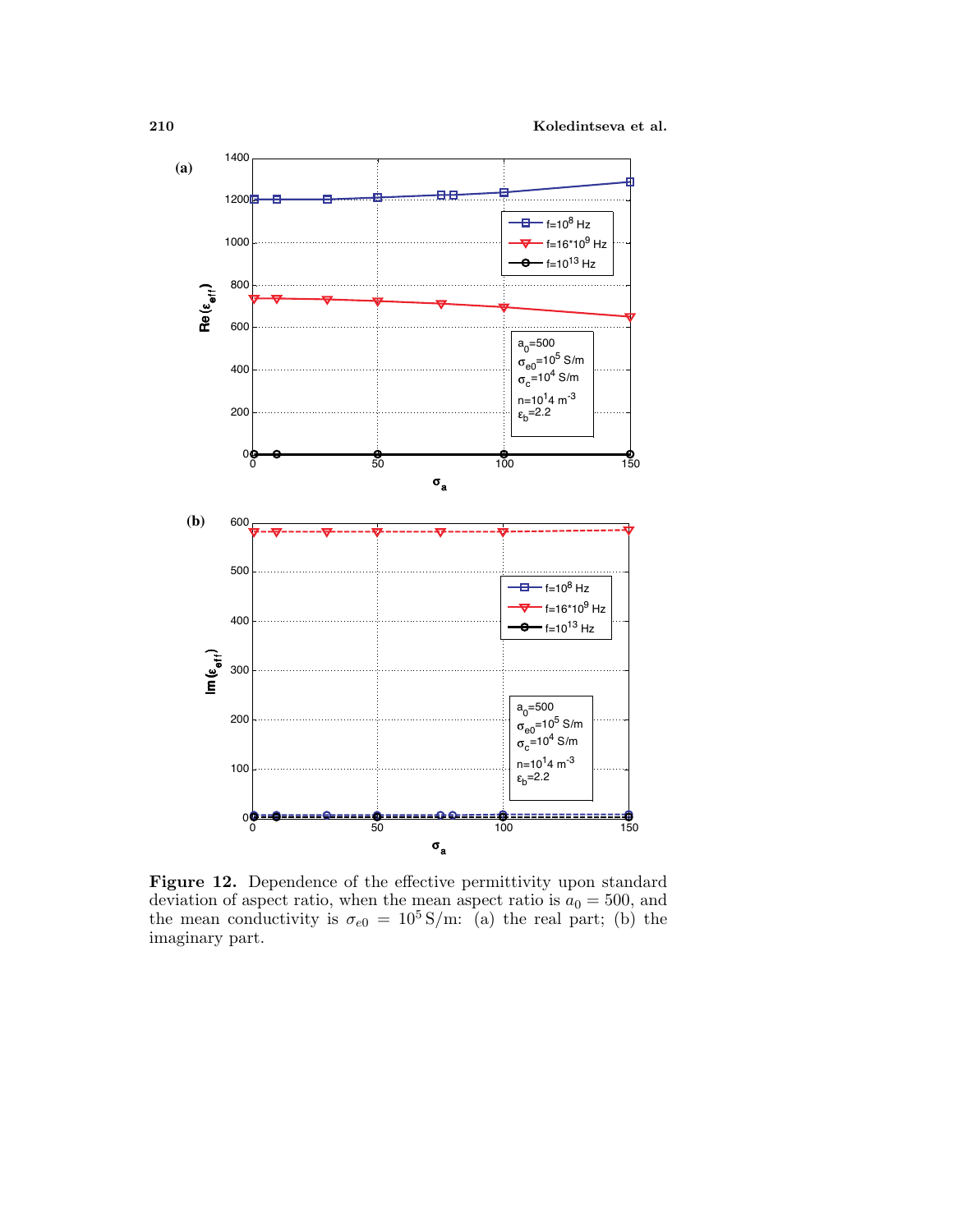**Figure 12.** Dependence of the effective permittivity upon standard deviation of aspect ratio, when the mean aspect ratio is $a_0 = 500$, and the mean conductivity is $\sigma_{e0} = 10^5\,\mathrm{S/m}$: (a) the real part; (b) the imaginary part.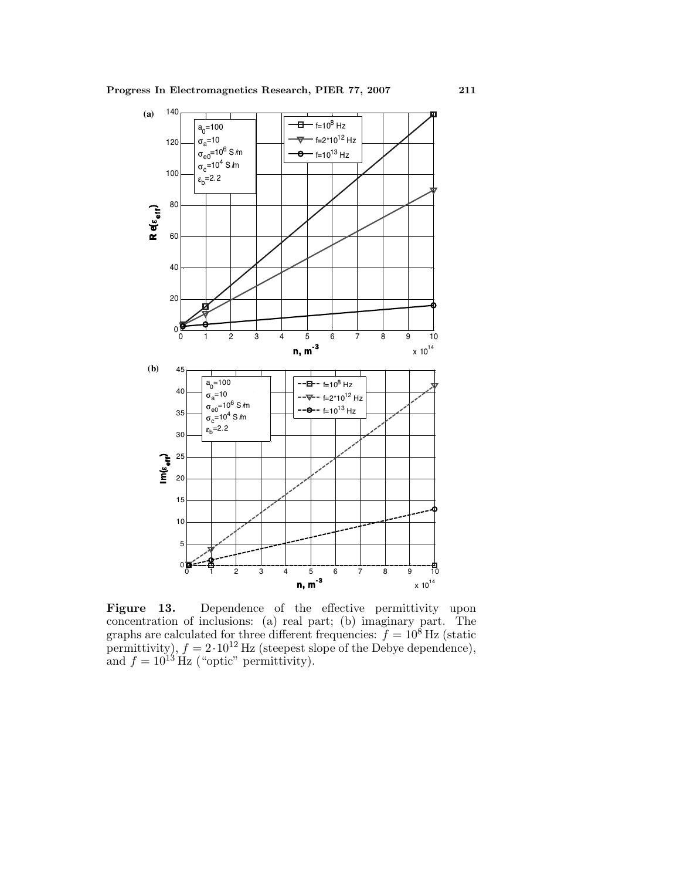**Figure 13.** Dependence of the effective permittivity upon concentration of inclusions: (a) real part; (b) imaginary part. The graphs are calculated for three different frequencies: $f = 10^8$ Hz (static permittivity), $f = 2 \cdot 10^{12}$ Hz (steepest slope of the Debye dependence), and $f = 10^{13}$ Hz ("optic" permittivity).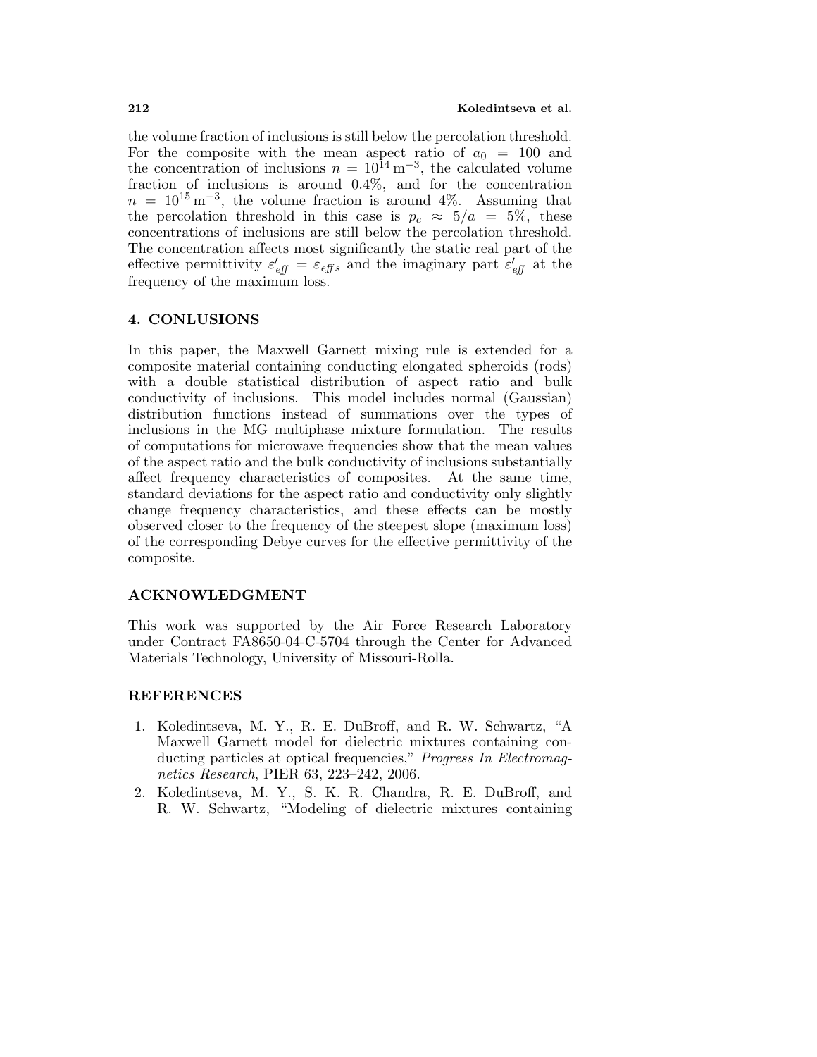the volume fraction of inclusions is still below the percolation threshold. For the composite with the mean aspect ratio of $a_0 = 100$ and the concentration of inclusions $n = 10^{14}\,\mathrm{m}^{-3}$, the calculated volume fraction of inclusions is around 0.4%, and for the concentration $n = 10^{15}\,\mathrm{m}^{-3}$, the volume fraction is around 4%. Assuming that the percolation threshold in this case is $p_c \approx 5/a = 5\%$, these concentrations of inclusions are still below the percolation threshold. The concentration affects most significantly the static real part of the effective permittivity $\varepsilon'_{eff} = \varepsilon_{eff\,s}$ and the imaginary part $\varepsilon'_{eff}$ at the frequency of the maximum loss.

## 4. CONLUSIONS

In this paper, the Maxwell Garnett mixing rule is extended for a composite material containing conducting elongated spheroids (rods) with a double statistical distribution of aspect ratio and bulk conductivity of inclusions. This model includes normal (Gaussian) distribution functions instead of summations over the types of inclusions in the MG multiphase mixture formulation. The results of computations for microwave frequencies show that the mean values of the aspect ratio and the bulk conductivity of inclusions substantially affect frequency characteristics of composites. At the same time, standard deviations for the aspect ratio and conductivity only slightly change frequency characteristics, and these effects can be mostly observed closer to the frequency of the steepest slope (maximum loss) of the corresponding Debye curves for the effective permittivity of the composite.

## ACKNOWLEDGMENT

This work was supported by the Air Force Research Laboratory under Contract FA8650-04-C-5704 through the Center for Advanced Materials Technology, University of Missouri-Rolla.

## REFERENCES

1. Koledintseva, M. Y., R. E. DuBroff, and R. W. Schwartz, "A Maxwell Garnett model for dielectric mixtures containing conducting particles at optical frequencies," *Progress In Electromagnetics Research*, PIER 63, 223–242, 2006.
2. Koledintseva, M. Y., S. K. R. Chandra, R. E. DuBroff, and R. W. Schwartz, "Modeling of dielectric mixtures containing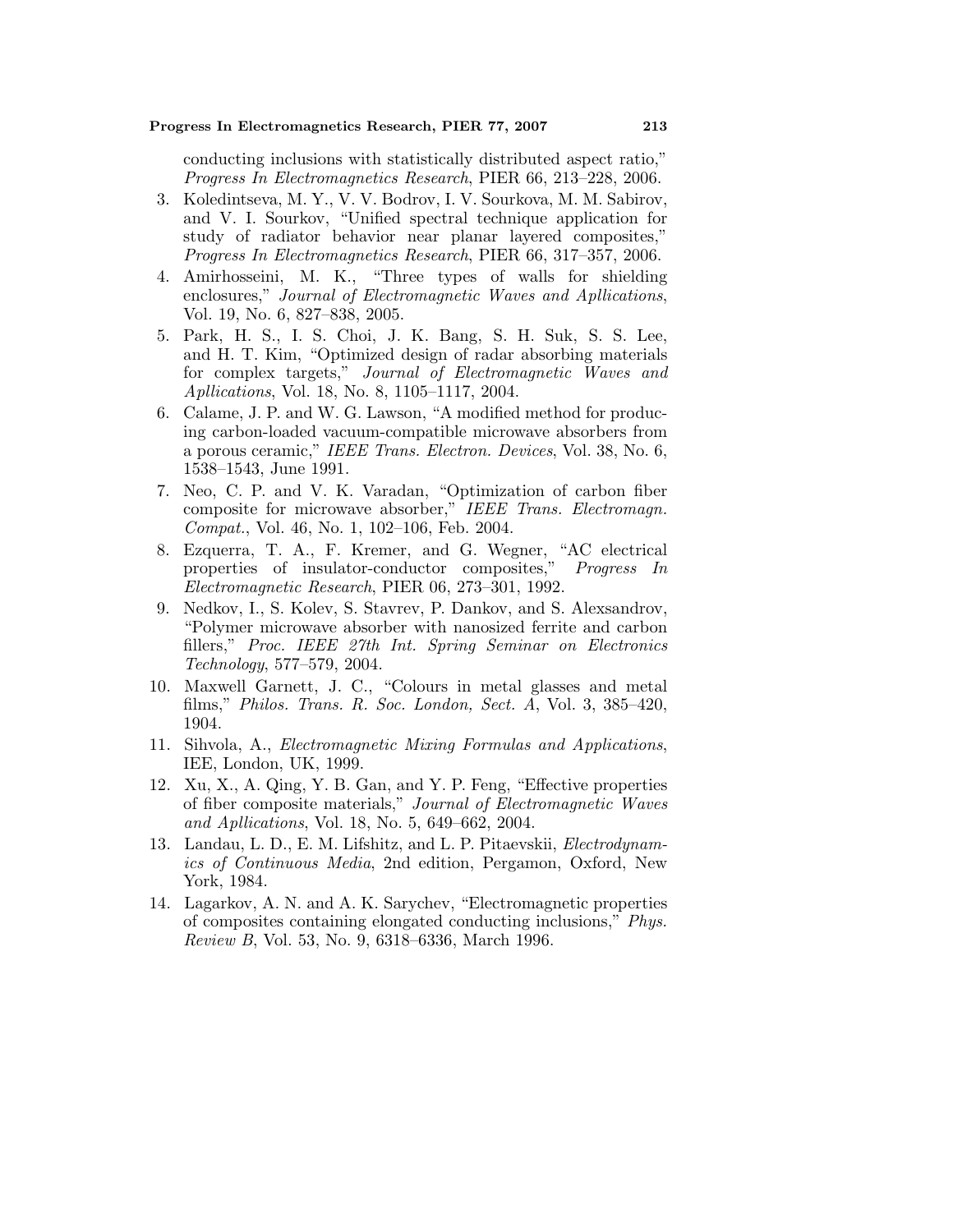conducting inclusions with statistically distributed aspect ratio," *Progress In Electromagnetics Research*, PIER 66, 213–228, 2006.

3. Koledintseva, M. Y., V. V. Bodrov, I. V. Sourkova, M. M. Sabirov, and V. I. Sourkov, "Unified spectral technique application for study of radiator behavior near planar layered composites," *Progress In Electromagnetics Research*, PIER 66, 317–357, 2006.
4. Amirhosseini, M. K., "Three types of walls for shielding enclosures," *Journal of Electromagnetic Waves and Apllications*, Vol. 19, No. 6, 827–838, 2005.
5. Park, H. S., I. S. Choi, J. K. Bang, S. H. Suk, S. S. Lee, and H. T. Kim, "Optimized design of radar absorbing materials for complex targets," *Journal of Electromagnetic Waves and Apllications*, Vol. 18, No. 8, 1105–1117, 2004.
6. Calame, J. P. and W. G. Lawson, "A modified method for producing carbon-loaded vacuum-compatible microwave absorbers from a porous ceramic," *IEEE Trans. Electron. Devices*, Vol. 38, No. 6, 1538–1543, June 1991.
7. Neo, C. P. and V. K. Varadan, "Optimization of carbon fiber composite for microwave absorber," *IEEE Trans. Electromagn. Compat.*, Vol. 46, No. 1, 102–106, Feb. 2004.
8. Ezquerra, T. A., F. Kremer, and G. Wegner, "AC electrical properties of insulator-conductor composites," *Progress In Electromagnetic Research*, PIER 06, 273–301, 1992.
9. Nedkov, I., S. Kolev, S. Stavrev, P. Dankov, and S. Alexsandrov, "Polymer microwave absorber with nanosized ferrite and carbon fillers," *Proc. IEEE 27th Int. Spring Seminar on Electronics Technology*, 577–579, 2004.
10. Maxwell Garnett, J. C., "Colours in metal glasses and metal films," *Philos. Trans. R. Soc. London, Sect. A*, Vol. 3, 385–420, 1904.
11. Sihvola, A., *Electromagnetic Mixing Formulas and Applications*, IEE, London, UK, 1999.
12. Xu, X., A. Qing, Y. B. Gan, and Y. P. Feng, "Effective properties of fiber composite materials," *Journal of Electromagnetic Waves and Apllications*, Vol. 18, No. 5, 649–662, 2004.
13. Landau, L. D., E. M. Lifshitz, and L. P. Pitaevskii, *Electrodynamics of Continuous Media*, 2nd edition, Pergamon, Oxford, New York, 1984.
14. Lagarkov, A. N. and A. K. Sarychev, "Electromagnetic properties of composites containing elongated conducting inclusions," *Phys. Review B*, Vol. 53, No. 9, 6318–6336, March 1996.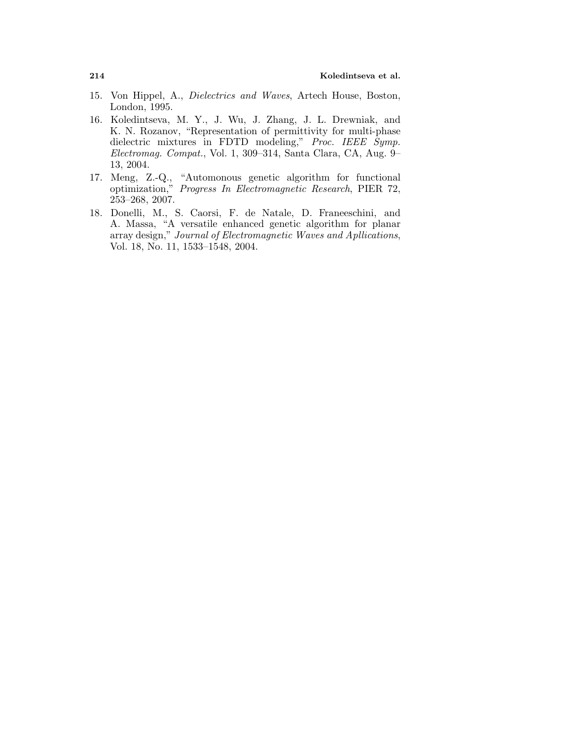15. Von Hippel, A., *Dielectrics and Waves*, Artech House, Boston, London, 1995.
16. Koledintseva, M. Y., J. Wu, J. Zhang, J. L. Drewniak, and K. N. Rozanov, "Representation of permittivity for multi-phase dielectric mixtures in FDTD modeling," *Proc. IEEE Symp. Electromag. Compat.*, Vol. 1, 309–314, Santa Clara, CA, Aug. 9–13, 2004.
17. Meng, Z.-Q., "Automonous genetic algorithm for functional optimization," *Progress In Electromagnetic Research*, PIER 72, 253–268, 2007.
18. Donelli, M., S. Caorsi, F. de Natale, D. Franeeschini, and A. Massa, "A versatile enhanced genetic algorithm for planar array design," *Journal of Electromagnetic Waves and Apllications*, Vol. 18, No. 11, 1533–1548, 2004.